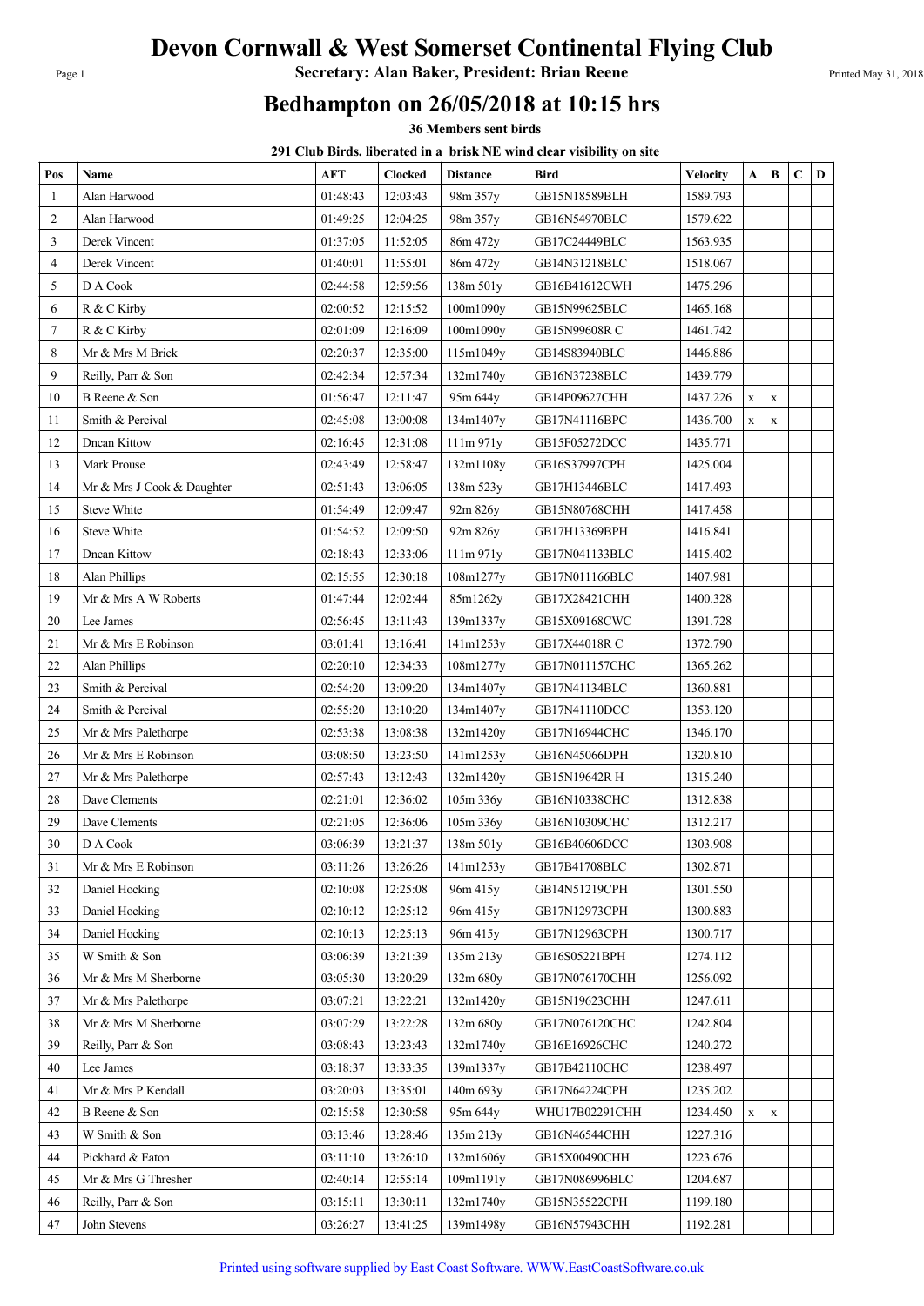# Devon Cornwall & West Somerset Continental Flying Club

**Secretary: Alan Baker, President: Brian Reene**

## Bedhampton on 26/05/2018 at 10:15 hrs

**36 Members sent birds**

**291 Club Birds. liberated in a brisk NE wind clear visibility on site**

| Pos | Name | AFT | Clocked | Distance | Bird | Velocity | A | B | C | D |
|---|---|---|---|---|---|---|---|---|---|---|
| 1 | Alan Harwood | 01:48:43 | 12:03:43 | 98m 357y | GB15N18589BLH | 1589.793 | | | | |
| 2 | Alan Harwood | 01:49:25 | 12:04:25 | 98m 357y | GB16N54970BLC | 1579.622 | | | | |
| 3 | Derek Vincent | 01:37:05 | 11:52:05 | 86m 472y | GB17C24449BLC | 1563.935 | | | | |
| 4 | Derek Vincent | 01:40:01 | 11:55:01 | 86m 472y | GB14N31218BLC | 1518.067 | | | | |
| 5 | D A Cook | 02:44:58 | 12:59:56 | 138m 501y | GB16B41612CWH | 1475.296 | | | | |
| 6 | R & C Kirby | 02:00:52 | 12:15:52 | 100m1090y | GB15N99625BLC | 1465.168 | | | | |
| 7 | R & C Kirby | 02:01:09 | 12:16:09 | 100m1090y | GB15N99608R C | 1461.742 | | | | |
| 8 | Mr & Mrs M Brick | 02:20:37 | 12:35:00 | 115m1049y | GB14S83940BLC | 1446.886 | | | | |
| 9 | Reilly, Parr & Son | 02:42:34 | 12:57:34 | 132m1740y | GB16N37238BLC | 1439.779 | | | | |
| 10 | B Reene & Son | 01:56:47 | 12:11:47 | 95m 644y | GB14P09627CHH | 1437.226 | x | x | | |
| 11 | Smith & Percival | 02:45:08 | 13:00:08 | 134m1407y | GB17N41116BPC | 1436.700 | x | x | | |
| 12 | Dncan Kittow | 02:16:45 | 12:31:08 | 111m 971y | GB15F05272DCC | 1435.771 | | | | |
| 13 | Mark Prouse | 02:43:49 | 12:58:47 | 132m1108y | GB16S37997CPH | 1425.004 | | | | |
| 14 | Mr & Mrs J Cook & Daughter | 02:51:43 | 13:06:05 | 138m 523y | GB17H13446BLC | 1417.493 | | | | |
| 15 | Steve White | 01:54:49 | 12:09:47 | 92m 826y | GB15N80768CHH | 1417.458 | | | | |
| 16 | Steve White | 01:54:52 | 12:09:50 | 92m 826y | GB17H13369BPH | 1416.841 | | | | |
| 17 | Dncan Kittow | 02:18:43 | 12:33:06 | 111m 971y | GB17N041133BLC | 1415.402 | | | | |
| 18 | Alan Phillips | 02:15:55 | 12:30:18 | 108m1277y | GB17N011166BLC | 1407.981 | | | | |
| 19 | Mr & Mrs A W Roberts | 01:47:44 | 12:02:44 | 85m1262y | GB17X28421CHH | 1400.328 | | | | |
| 20 | Lee James | 02:56:45 | 13:11:43 | 139m1337y | GB15X09168CWC | 1391.728 | | | | |
| 21 | Mr & Mrs E Robinson | 03:01:41 | 13:16:41 | 141m1253y | GB17X44018R C | 1372.790 | | | | |
| 22 | Alan Phillips | 02:20:10 | 12:34:33 | 108m1277y | GB17N011157CHC | 1365.262 | | | | |
| 23 | Smith & Percival | 02:54:20 | 13:09:20 | 134m1407y | GB17N41134BLC | 1360.881 | | | | |
| 24 | Smith & Percival | 02:55:20 | 13:10:20 | 134m1407y | GB17N41110DCC | 1353.120 | | | | |
| 25 | Mr & Mrs Palethorpe | 02:53:38 | 13:08:38 | 132m1420y | GB17N16944CHC | 1346.170 | | | | |
| 26 | Mr & Mrs E Robinson | 03:08:50 | 13:23:50 | 141m1253y | GB16N45066DPH | 1320.810 | | | | |
| 27 | Mr & Mrs Palethorpe | 02:57:43 | 13:12:43 | 132m1420y | GB15N19642R H | 1315.240 | | | | |
| 28 | Dave Clements | 02:21:01 | 12:36:02 | 105m 336y | GB16N10338CHC | 1312.838 | | | | |
| 29 | Dave Clements | 02:21:05 | 12:36:06 | 105m 336y | GB16N10309CHC | 1312.217 | | | | |
| 30 | D A Cook | 03:06:39 | 13:21:37 | 138m 501y | GB16B40606DCC | 1303.908 | | | | |
| 31 | Mr & Mrs E Robinson | 03:11:26 | 13:26:26 | 141m1253y | GB17B41708BLC | 1302.871 | | | | |
| 32 | Daniel Hocking | 02:10:08 | 12:25:08 | 96m 415y | GB14N51219CPH | 1301.550 | | | | |
| 33 | Daniel Hocking | 02:10:12 | 12:25:12 | 96m 415y | GB17N12973CPH | 1300.883 | | | | |
| 34 | Daniel Hocking | 02:10:13 | 12:25:13 | 96m 415y | GB17N12963CPH | 1300.717 | | | | |
| 35 | W Smith & Son | 03:06:39 | 13:21:39 | 135m 213y | GB16S05221BPH | 1274.112 | | | | |
| 36 | Mr & Mrs M Sherborne | 03:05:30 | 13:20:29 | 132m 680y | GB17N076170CHH | 1256.092 | | | | |
| 37 | Mr & Mrs Palethorpe | 03:07:21 | 13:22:21 | 132m1420y | GB15N19623CHH | 1247.611 | | | | |
| 38 | Mr & Mrs M Sherborne | 03:07:29 | 13:22:28 | 132m 680y | GB17N076120CHC | 1242.804 | | | | |
| 39 | Reilly, Parr & Son | 03:08:43 | 13:23:43 | 132m1740y | GB16E16926CHC | 1240.272 | | | | |
| 40 | Lee James | 03:18:37 | 13:33:35 | 139m1337y | GB17B42110CHC | 1238.497 | | | | |
| 41 | Mr & Mrs P Kendall | 03:20:03 | 13:35:01 | 140m 693y | GB17N64224CPH | 1235.202 | | | | |
| 42 | B Reene & Son | 02:15:58 | 12:30:58 | 95m 644y | WHU17B02291CHH | 1234.450 | x | x | | |
| 43 | W Smith & Son | 03:13:46 | 13:28:46 | 135m 213y | GB16N46544CHH | 1227.316 | | | | |
| 44 | Pickhard & Eaton | 03:11:10 | 13:26:10 | 132m1606y | GB15X00490CHH | 1223.676 | | | | |
| 45 | Mr & Mrs G Thresher | 02:40:14 | 12:55:14 | 109m1191y | GB17N086996BLC | 1204.687 | | | | |
| 46 | Reilly, Parr & Son | 03:15:11 | 13:30:11 | 132m1740y | GB15N35522CPH | 1199.180 | | | | |
| 47 | John Stevens | 03:26:27 | 13:41:25 | 139m1498y | GB16N57943CHH | 1192.281 | | | | |

Printed using software supplied by East Coast Software. WWW.EastCoastSoftware.co.uk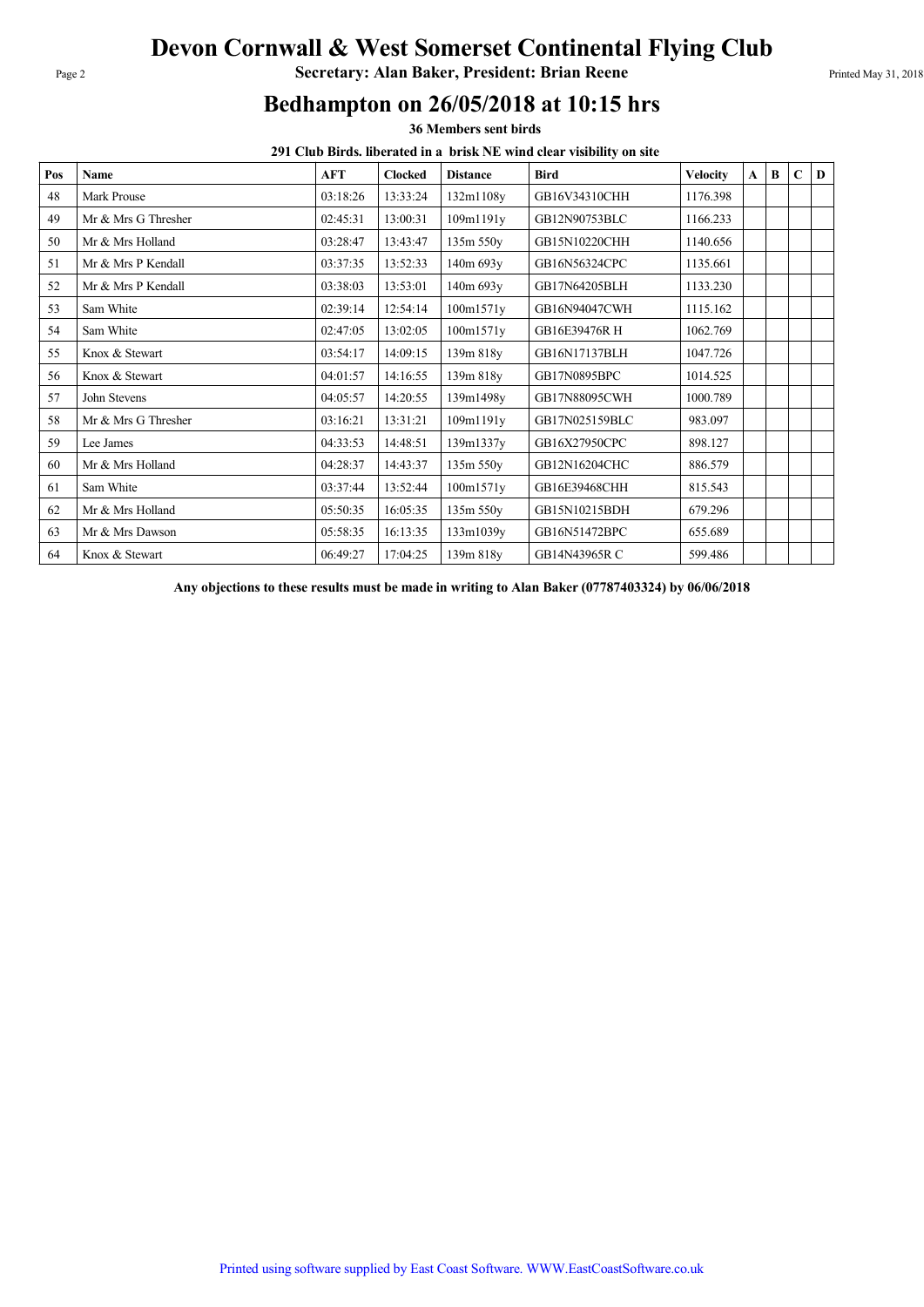# Devon Cornwall & West Somerset Continental Flying Club

**Secretary: Alan Baker, President: Brian Reene**

Printed May 31, 2018

## Bedhampton on 26/05/2018 at 10:15 hrs

**36 Members sent birds**

**291 Club Birds. liberated in a brisk NE wind clear visibility on site**

| Pos | Name | AFT | Clocked | Distance | Bird | Velocity | A | B | C | D |
|---|---|---|---|---|---|---|---|---|---|---|
| 48 | Mark Prouse | 03:18:26 | 13:33:24 | 132m1108y | GB16V34310CHH | 1176.398 | | | | |
| 49 | Mr & Mrs G Thresher | 02:45:31 | 13:00:31 | 109m1191y | GB12N90753BLC | 1166.233 | | | | |
| 50 | Mr & Mrs Holland | 03:28:47 | 13:43:47 | 135m 550y | GB15N10220CHH | 1140.656 | | | | |
| 51 | Mr & Mrs P Kendall | 03:37:35 | 13:52:33 | 140m 693y | GB16N56324CPC | 1135.661 | | | | |
| 52 | Mr & Mrs P Kendall | 03:38:03 | 13:53:01 | 140m 693y | GB17N64205BLH | 1133.230 | | | | |
| 53 | Sam White | 02:39:14 | 12:54:14 | 100m1571y | GB16N94047CWH | 1115.162 | | | | |
| 54 | Sam White | 02:47:05 | 13:02:05 | 100m1571y | GB16E39476R H | 1062.769 | | | | |
| 55 | Knox & Stewart | 03:54:17 | 14:09:15 | 139m 818y | GB16N17137BLH | 1047.726 | | | | |
| 56 | Knox & Stewart | 04:01:57 | 14:16:55 | 139m 818y | GB17N0895BPC | 1014.525 | | | | |
| 57 | John Stevens | 04:05:57 | 14:20:55 | 139m1498y | GB17N88095CWH | 1000.789 | | | | |
| 58 | Mr & Mrs G Thresher | 03:16:21 | 13:31:21 | 109m1191y | GB17N025159BLC | 983.097 | | | | |
| 59 | Lee James | 04:33:53 | 14:48:51 | 139m1337y | GB16X27950CPC | 898.127 | | | | |
| 60 | Mr & Mrs Holland | 04:28:37 | 14:43:37 | 135m 550y | GB12N16204CHC | 886.579 | | | | |
| 61 | Sam White | 03:37:44 | 13:52:44 | 100m1571y | GB16E39468CHH | 815.543 | | | | |
| 62 | Mr & Mrs Holland | 05:50:35 | 16:05:35 | 135m 550y | GB15N10215BDH | 679.296 | | | | |
| 63 | Mr & Mrs Dawson | 05:58:35 | 16:13:35 | 133m1039y | GB16N51472BPC | 655.689 | | | | |
| 64 | Knox & Stewart | 06:49:27 | 17:04:25 | 139m 818y | GB14N43965R C | 599.486 | | | | |

**Any objections to these results must be made in writing to Alan Baker (07787403324) by 06/06/2018**

Printed using software supplied by East Coast Software. WWW.EastCoastSoftware.co.uk